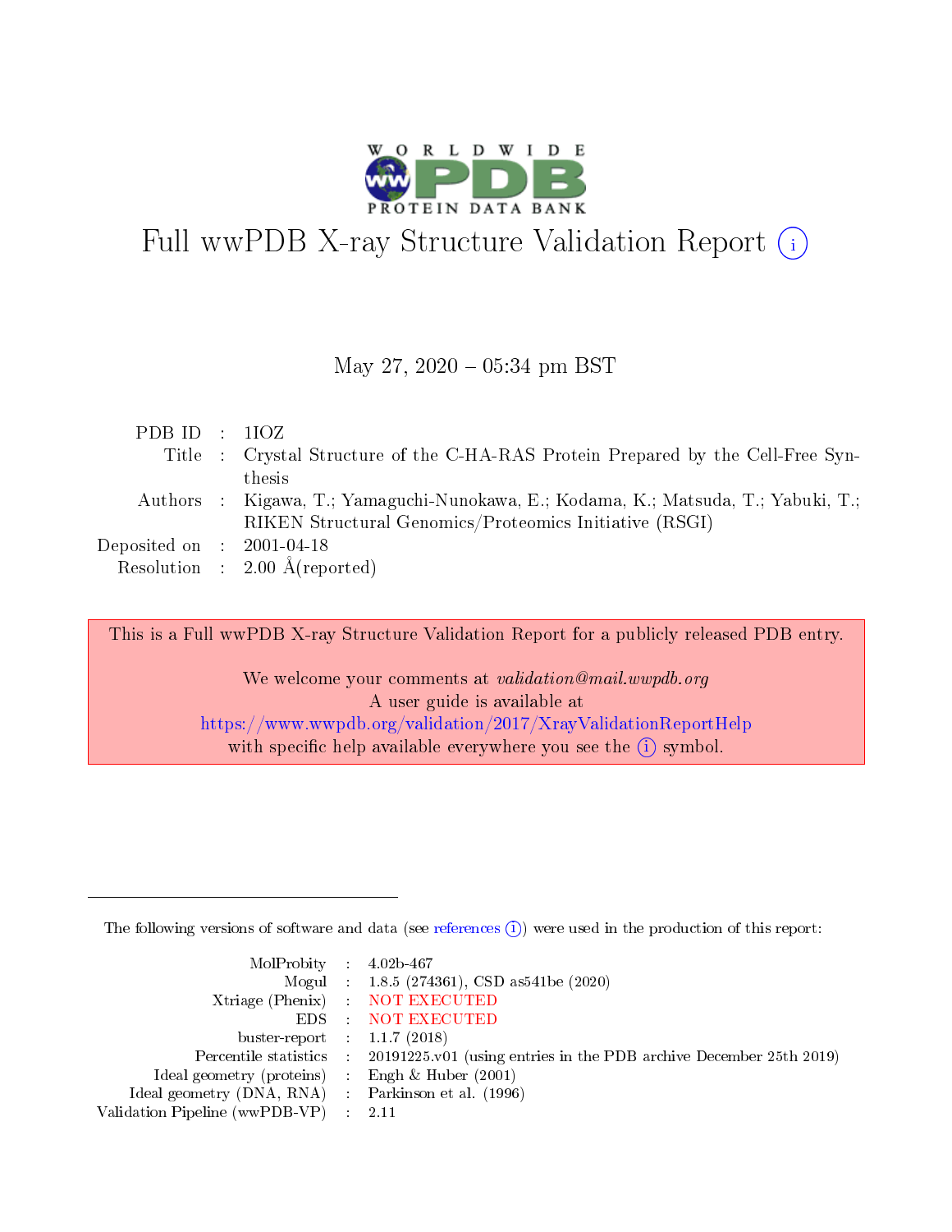# Full wwPDB X-ray Structure Validation Report (i)

May 27, 2020 – 05:34 pm BST

| | | |
|---|---|---|
| PDB ID | : | 1IOZ |
| Title | : | Crystal Structure of the C-HA-RAS Protein Prepared by the Cell-Free Synthesis |
| Authors | : | Kigawa, T.; Yamaguchi-Nunokawa, E.; Kodama, K.; Matsuda, T.; Yabuki, T.; RIKEN Structural Genomics/Proteomics Initiative (RSGI) |
| Deposited on | : | 2001-04-18 |
| Resolution | : | 2.00 Å(reported) |

This is a Full wwPDB X-ray Structure Validation Report for a publicly released PDB entry.

We welcome your comments at *validation@mail.wwpdb.org*
A user guide is available at
https://www.wwpdb.org/validation/2017/XrayValidationReportHelp
with specific help available everywhere you see the (i) symbol.

---

The following versions of software and data (see references (i)) were used in the production of this report:

| | | |
|---|---|---|
| MolProbity | : | 4.02b-467 |
| Mogul | : | 1.8.5 (274361), CSD as541be (2020) |
| Xtriage (Phenix) | : | NOT EXECUTED |
| EDS | : | NOT EXECUTED |
| buster-report | : | 1.1.7 (2018) |
| Percentile statistics | : | 20191225.v01 (using entries in the PDB archive December 25th 2019) |
| Ideal geometry (proteins) | : | Engh & Huber (2001) |
| Ideal geometry (DNA, RNA) | : | Parkinson et al. (1996) |
| Validation Pipeline (wwPDB-VP) | : | 2.11 |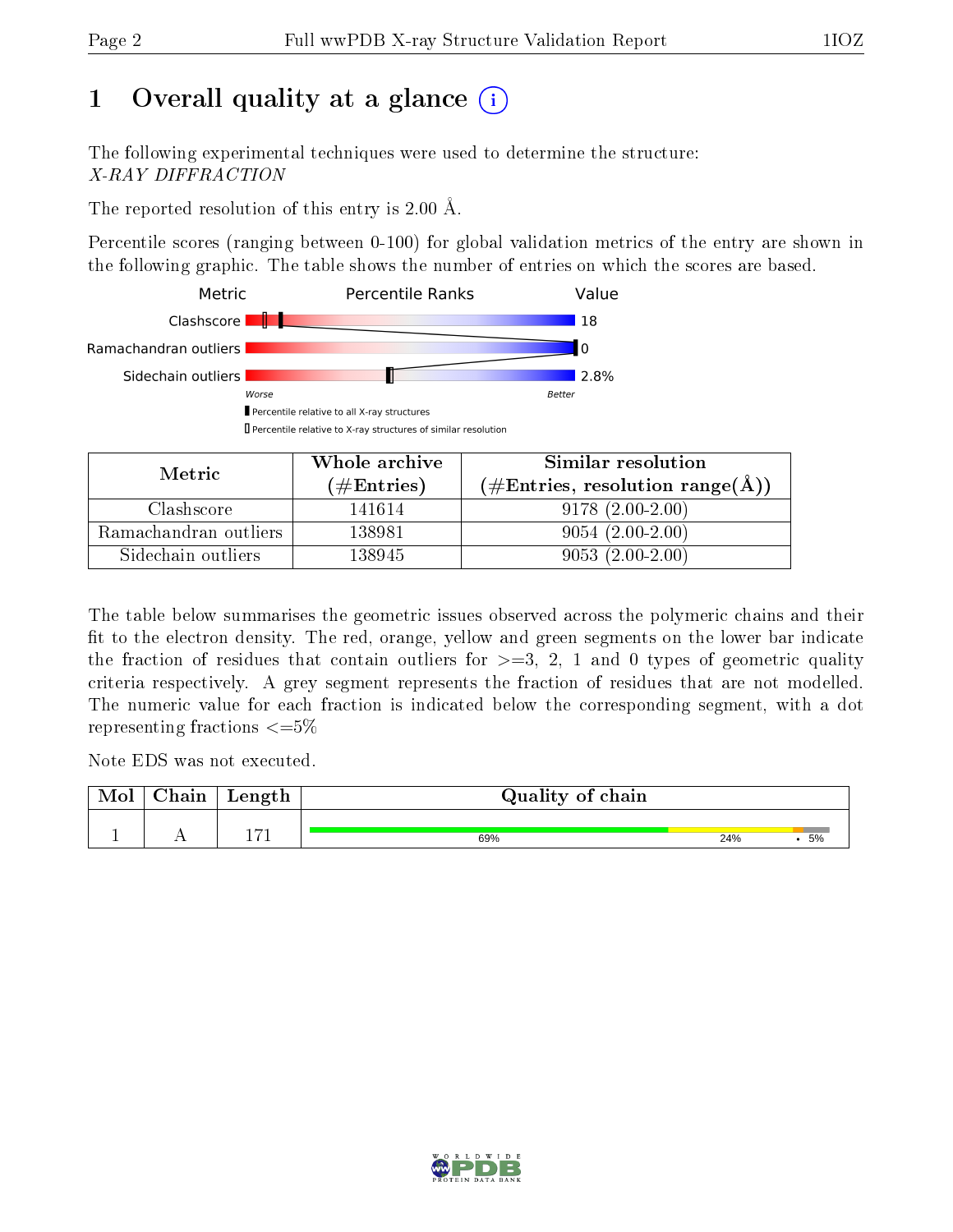# 1 Overall quality at a glance

The following experimental techniques were used to determine the structure:
*X-RAY DIFFRACTION*

The reported resolution of this entry is 2.00 Å.

Percentile scores (ranging between 0-100) for global validation metrics of the entry are shown in the following graphic. The table shows the number of entries on which the scores are based.

| Metric | Percentile Ranks | Value |
|---|---|---|
| Clashscore | | 18 |
| Ramachandran outliers | | 0 |
| Sidechain outliers | | 2.8% |

Worse — Better

▮ Percentile relative to all X-ray structures
▯ Percentile relative to X-ray structures of similar resolution

| Metric | Whole archive (#Entries) | Similar resolution (#Entries, resolution range(Å)) |
|---|---|---|
| Clashscore | 141614 | 9178 (2.00-2.00) |
| Ramachandran outliers | 138981 | 9054 (2.00-2.00) |
| Sidechain outliers | 138945 | 9053 (2.00-2.00) |

The table below summarises the geometric issues observed across the polymeric chains and their fit to the electron density. The red, orange, yellow and green segments on the lower bar indicate the fraction of residues that contain outliers for >=3, 2, 1 and 0 types of geometric quality criteria respectively. A grey segment represents the fraction of residues that are not modelled. The numeric value for each fraction is indicated below the corresponding segment, with a dot representing fractions <=5%

Note EDS was not executed.

| Mol | Chain | Length | Quality of chain |
|---|---|---|---|
| 1 | A | 171 | 69% · 24% · • 5% |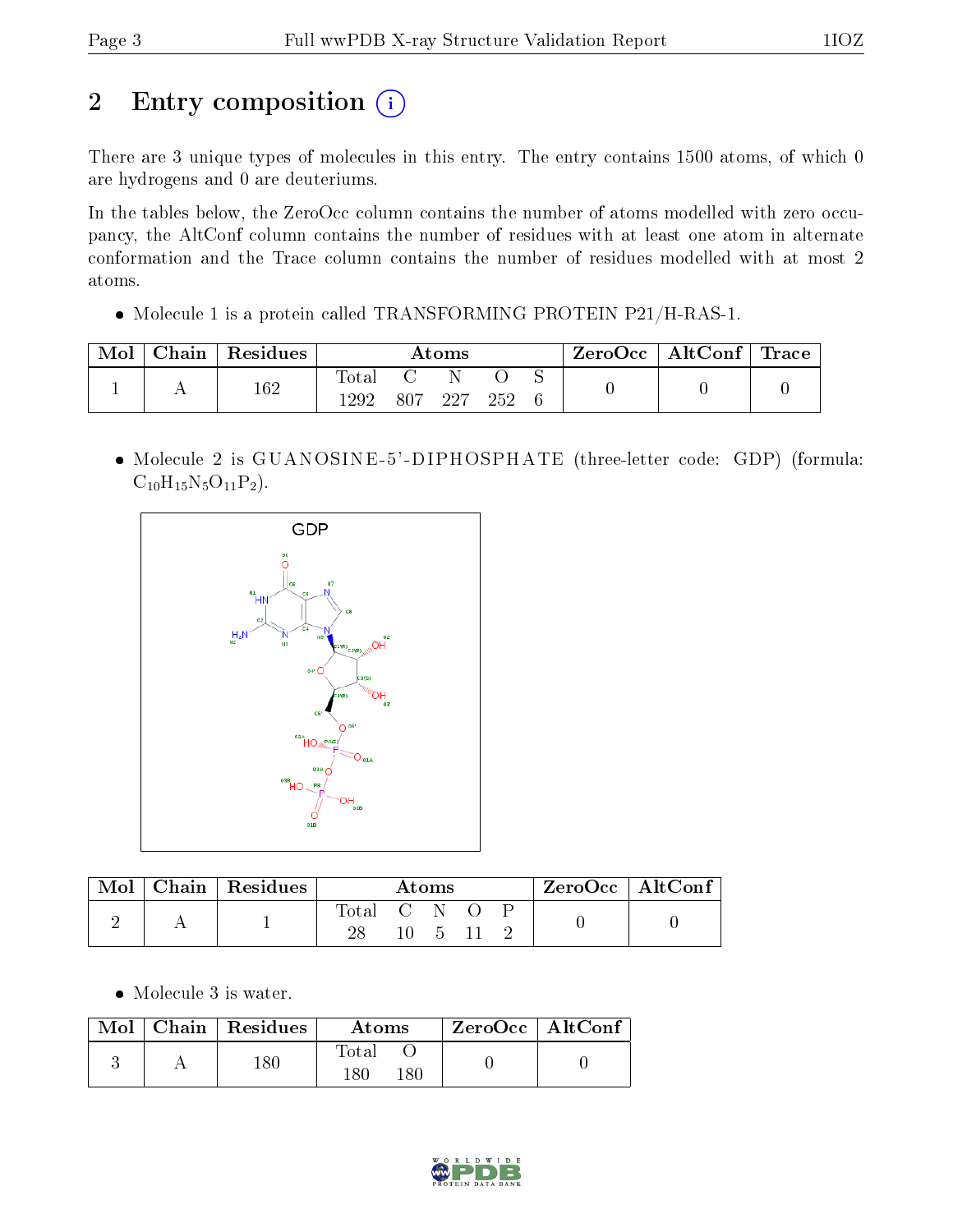# 2 Entry composition

There are 3 unique types of molecules in this entry. The entry contains 1500 atoms, of which 0 are hydrogens and 0 are deuteriums.

In the tables below, the ZeroOcc column contains the number of atoms modelled with zero occupancy, the AltConf column contains the number of residues with at least one atom in alternate conformation and the Trace column contains the number of residues modelled with at most 2 atoms.

- Molecule 1 is a protein called TRANSFORMING PROTEIN P21/H-RAS-1.

| Mol | Chain | Residues | Atoms | | | | | ZeroOcc | AltConf | Trace |
|---|---|---|---|---|---|---|---|---|---|---|
| | | | Total | C | N | O | S | | | |
| 1 | A | 162 | 1292 | 807 | 227 | 252 | 6 | 0 | 0 | 0 |

- Molecule 2 is GUANOSINE-5'-DIPHOSPHATE (three-letter code: GDP) (formula: $C_{10}H_{15}N_5O_{11}P_2$).

| Mol | Chain | Residues | Atoms | | | | | ZeroOcc | AltConf |
|---|---|---|---|---|---|---|---|---|---|
| | | | Total | C | N | O | P | | |
| 2 | A | 1 | 28 | 10 | 5 | 11 | 2 | 0 | 0 |

- Molecule 3 is water.

| Mol | Chain | Residues | Atoms | | ZeroOcc | AltConf |
|---|---|---|---|---|---|---|
| | | | Total | O | | |
| 3 | A | 180 | 180 | 180 | 0 | 0 |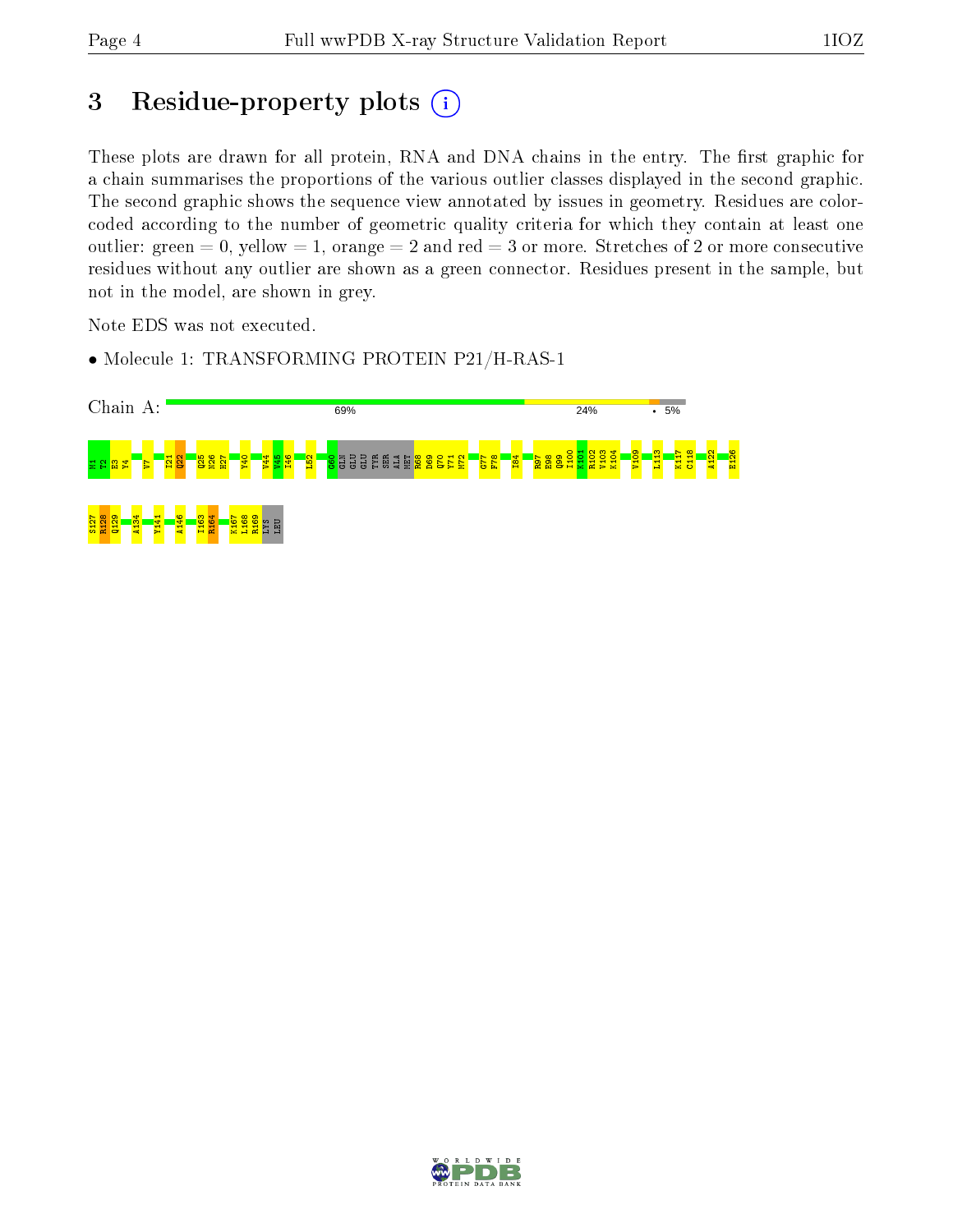# 3 Residue-property plots

These plots are drawn for all protein, RNA and DNA chains in the entry. The first graphic for a chain summarises the proportions of the various outlier classes displayed in the second graphic. The second graphic shows the sequence view annotated by issues in geometry. Residues are color-coded according to the number of geometric quality criteria for which they contain at least one outlier: green = 0, yellow = 1, orange = 2 and red = 3 or more. Stretches of 2 or more consecutive residues without any outlier are shown as a green connector. Residues present in the sample, but not in the model, are shown in grey.

Note EDS was not executed.

- Molecule 1: TRANSFORMING PROTEIN P21/H-RAS-1

Chain A: 69% | 24% | • | 5%

H1 T2 E3 Y4 V7 I21 Q22 Q25 N26 H27 Y40 V44 V45 I46 L52 G60 GLN GLU GLU TYR SER ALA MET R68 D69 Q70 Y71 M72 G77 F78 I84 R97 E98 Q99 I100 K101 R102 V103 K104 V109 L113 K117 C118 A122 E126 S127 R128 Q129 A134 Y141 A146 I163 R164 K167 L168 R169 LYS LEU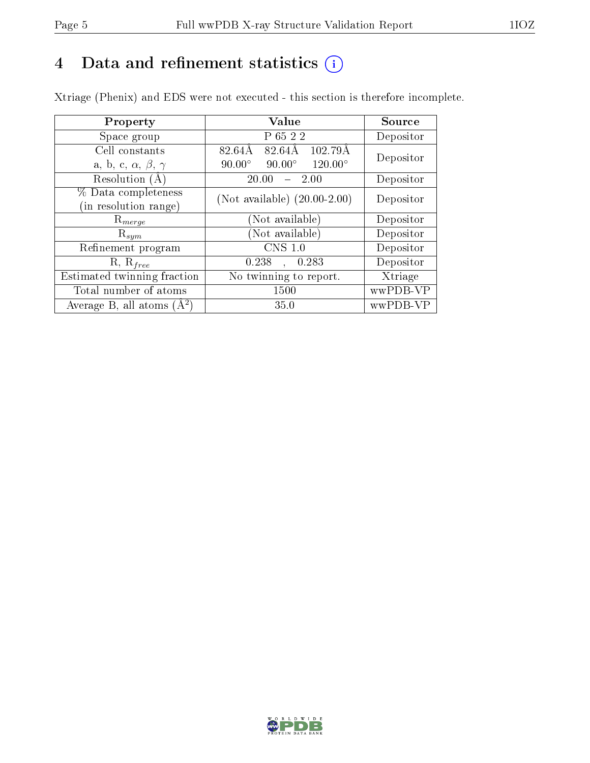# 4 Data and refinement statistics

Xtriage (Phenix) and EDS were not executed - this section is therefore incomplete.

| Property | Value | Source |
|---|---|---|
| Space group | P 65 2 2 | Depositor |
| Cell constants<br>a, b, c, $\alpha$, $\beta$, $\gamma$ | 82.64Å 82.64Å 102.79Å<br>90.00° 90.00° 120.00° | Depositor |
| Resolution (Å) | 20.00 – 2.00 | Depositor |
| % Data completeness<br>(in resolution range) | (Not available) (20.00-2.00) | Depositor |
| $R_{merge}$ | (Not available) | Depositor |
| $R_{sym}$ | (Not available) | Depositor |
| Refinement program | CNS 1.0 | Depositor |
| R, $R_{free}$ | 0.238 , 0.283 | Depositor |
| Estimated twinning fraction | No twinning to report. | Xtriage |
| Total number of atoms | 1500 | wwPDB-VP |
| Average B, all atoms (Å$^2$) | 35.0 | wwPDB-VP |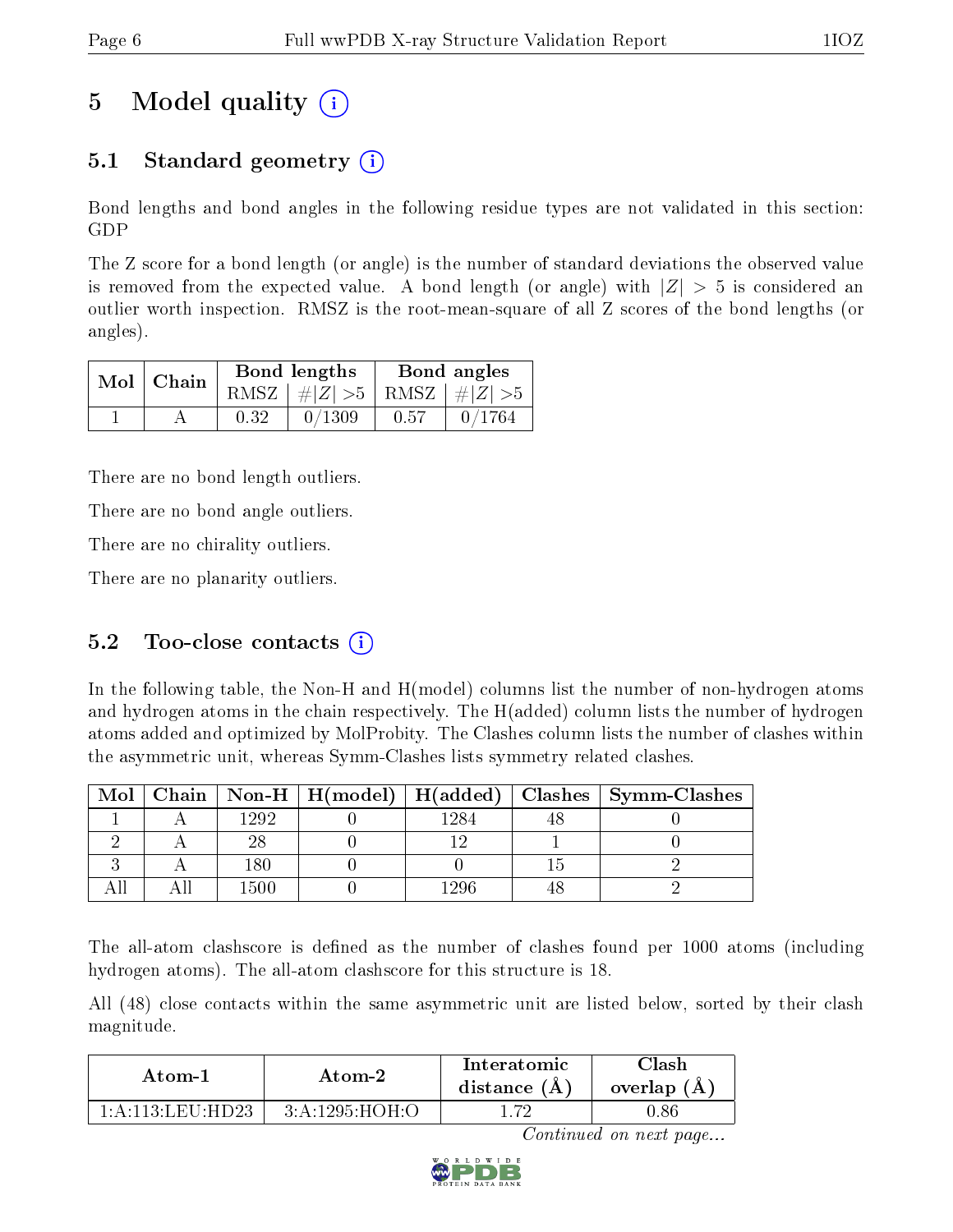# 5 Model quality

## 5.1 Standard geometry

Bond lengths and bond angles in the following residue types are not validated in this section: GDP

The Z score for a bond length (or angle) is the number of standard deviations the observed value is removed from the expected value. A bond length (or angle) with $|Z| > 5$ is considered an outlier worth inspection. RMSZ is the root-mean-square of all Z scores of the bond lengths (or angles).

| Mol | Chain | Bond lengths | | Bond angles | |
|---|---|---|---|---|---|
| | | RMSZ | $\#\|Z\| > 5$ | RMSZ | $\#\|Z\| > 5$ |
| 1 | A | 0.32 | 0/1309 | 0.57 | 0/1764 |

There are no bond length outliers.

There are no bond angle outliers.

There are no chirality outliers.

There are no planarity outliers.

## 5.2 Too-close contacts

In the following table, the Non-H and H(model) columns list the number of non-hydrogen atoms and hydrogen atoms in the chain respectively. The H(added) column lists the number of hydrogen atoms added and optimized by MolProbity. The Clashes column lists the number of clashes within the asymmetric unit, whereas Symm-Clashes lists symmetry related clashes.

| Mol | Chain | Non-H | H(model) | H(added) | Clashes | Symm-Clashes |
|---|---|---|---|---|---|---|
| 1 | A | 1292 | 0 | 1284 | 48 | 0 |
| 2 | A | 28 | 0 | 12 | 1 | 0 |
| 3 | A | 180 | 0 | 0 | 15 | 2 |
| All | All | 1500 | 0 | 1296 | 48 | 2 |

The all-atom clashscore is defined as the number of clashes found per 1000 atoms (including hydrogen atoms). The all-atom clashscore for this structure is 18.

All (48) close contacts within the same asymmetric unit are listed below, sorted by their clash magnitude.

| Atom-1 | Atom-2 | Interatomic distance (Å) | Clash overlap (Å) |
|---|---|---|---|
| 1:A:113:LEU:HD23 | 3:A:1295:HOH:O | 1.72 | 0.86 |

*Continued on next page...*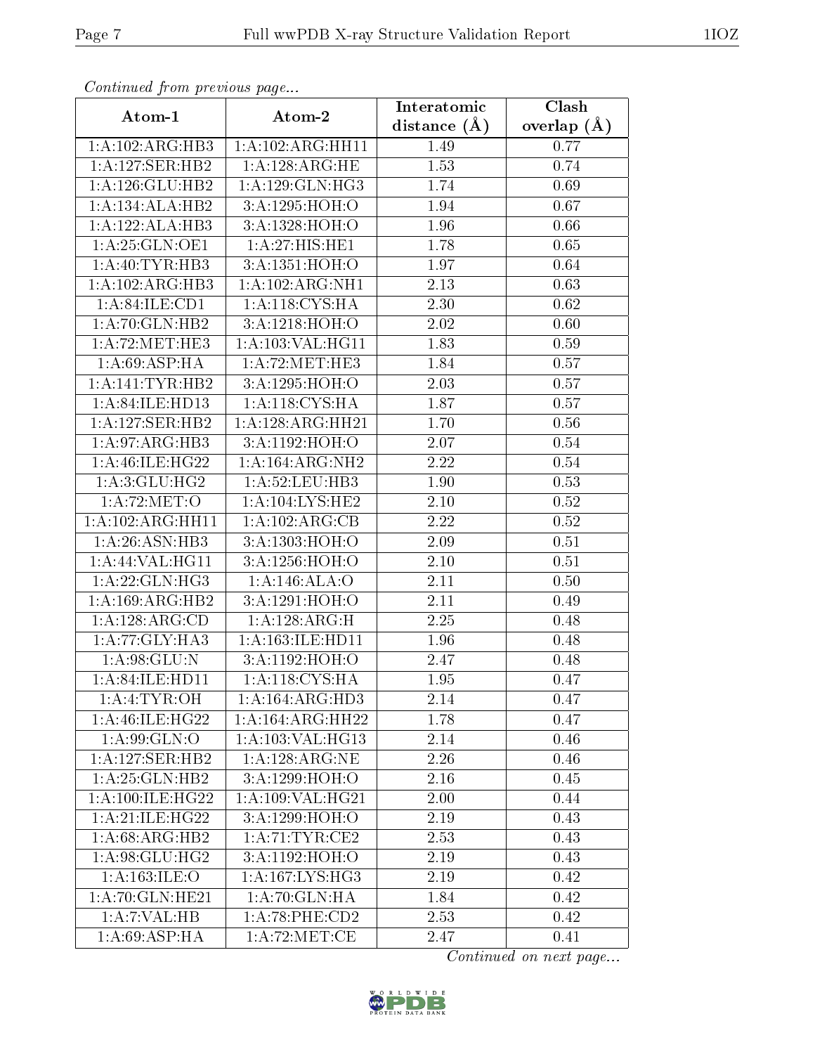*Continued from previous page...*

| Atom-1 | Atom-2 | Interatomic distance (Å) | Clash overlap (Å) |
|---|---|---|---|
| 1:A:102:ARG:HB3 | 1:A:102:ARG:HH11 | 1.49 | 0.77 |
| 1:A:127:SER:HB2 | 1:A:128:ARG:HE | 1.53 | 0.74 |
| 1:A:126:GLU:HB2 | 1:A:129:GLN:HG3 | 1.74 | 0.69 |
| 1:A:134:ALA:HB2 | 3:A:1295:HOH:O | 1.94 | 0.67 |
| 1:A:122:ALA:HB3 | 3:A:1328:HOH:O | 1.96 | 0.66 |
| 1:A:25:GLN:OE1 | 1:A:27:HIS:HE1 | 1.78 | 0.65 |
| 1:A:40:TYR:HB3 | 3:A:1351:HOH:O | 1.97 | 0.64 |
| 1:A:102:ARG:HB3 | 1:A:102:ARG:NH1 | 2.13 | 0.63 |
| 1:A:84:ILE:CD1 | 1:A:118:CYS:HA | 2.30 | 0.62 |
| 1:A:70:GLN:HB2 | 3:A:1218:HOH:O | 2.02 | 0.60 |
| 1:A:72:MET:HE3 | 1:A:103:VAL:HG11 | 1.83 | 0.59 |
| 1:A:69:ASP:HA | 1:A:72:MET:HE3 | 1.84 | 0.57 |
| 1:A:141:TYR:HB2 | 3:A:1295:HOH:O | 2.03 | 0.57 |
| 1:A:84:ILE:HD13 | 1:A:118:CYS:HA | 1.87 | 0.57 |
| 1:A:127:SER:HB2 | 1:A:128:ARG:HH21 | 1.70 | 0.56 |
| 1:A:97:ARG:HB3 | 3:A:1192:HOH:O | 2.07 | 0.54 |
| 1:A:46:ILE:HG22 | 1:A:164:ARG:NH2 | 2.22 | 0.54 |
| 1:A:3:GLU:HG2 | 1:A:52:LEU:HB3 | 1.90 | 0.53 |
| 1:A:72:MET:O | 1:A:104:LYS:HE2 | 2.10 | 0.52 |
| 1:A:102:ARG:HH11 | 1:A:102:ARG:CB | 2.22 | 0.52 |
| 1:A:26:ASN:HB3 | 3:A:1303:HOH:O | 2.09 | 0.51 |
| 1:A:44:VAL:HG11 | 3:A:1256:HOH:O | 2.10 | 0.51 |
| 1:A:22:GLN:HG3 | 1:A:146:ALA:O | 2.11 | 0.50 |
| 1:A:169:ARG:HB2 | 3:A:1291:HOH:O | 2.11 | 0.49 |
| 1:A:128:ARG:CD | 1:A:128:ARG:H | 2.25 | 0.48 |
| 1:A:77:GLY:HA3 | 1:A:163:ILE:HD11 | 1.96 | 0.48 |
| 1:A:98:GLU:N | 3:A:1192:HOH:O | 2.47 | 0.48 |
| 1:A:84:ILE:HD11 | 1:A:118:CYS:HA | 1.95 | 0.47 |
| 1:A:4:TYR:OH | 1:A:164:ARG:HD3 | 2.14 | 0.47 |
| 1:A:46:ILE:HG22 | 1:A:164:ARG:HH22 | 1.78 | 0.47 |
| 1:A:99:GLN:O | 1:A:103:VAL:HG13 | 2.14 | 0.46 |
| 1:A:127:SER:HB2 | 1:A:128:ARG:NE | 2.26 | 0.46 |
| 1:A:25:GLN:HB2 | 3:A:1299:HOH:O | 2.16 | 0.45 |
| 1:A:100:ILE:HG22 | 1:A:109:VAL:HG21 | 2.00 | 0.44 |
| 1:A:21:ILE:HG22 | 3:A:1299:HOH:O | 2.19 | 0.43 |
| 1:A:68:ARG:HB2 | 1:A:71:TYR:CE2 | 2.53 | 0.43 |
| 1:A:98:GLU:HG2 | 3:A:1192:HOH:O | 2.19 | 0.43 |
| 1:A:163:ILE:O | 1:A:167:LYS:HG3 | 2.19 | 0.42 |
| 1:A:70:GLN:HE21 | 1:A:70:GLN:HA | 1.84 | 0.42 |
| 1:A:7:VAL:HB | 1:A:78:PHE:CD2 | 2.53 | 0.42 |
| 1:A:69:ASP:HA | 1:A:72:MET:CE | 2.47 | 0.41 |

*Continued on next page...*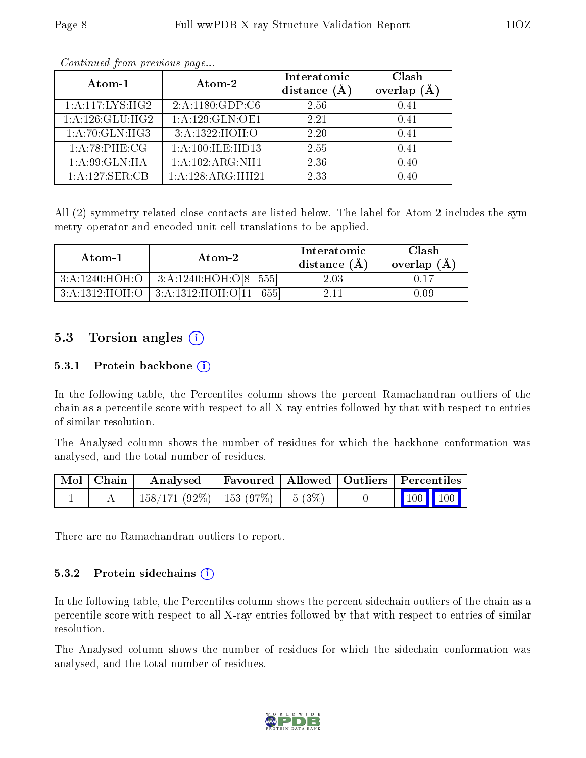*Continued from previous page...*

| Atom-1 | Atom-2 | Interatomic distance (Å) | Clash overlap (Å) |
|---|---|---|---|
| 1:A:117:LYS:HG2 | 2:A:1180:GDP:C6 | 2.56 | 0.41 |
| 1:A:126:GLU:HG2 | 1:A:129:GLN:OE1 | 2.21 | 0.41 |
| 1:A:70:GLN:HG3 | 3:A:1322:HOH:O | 2.20 | 0.41 |
| 1:A:78:PHE:CG | 1:A:100:ILE:HD13 | 2.55 | 0.41 |
| 1:A:99:GLN:HA | 1:A:102:ARG:NH1 | 2.36 | 0.40 |
| 1:A:127:SER:CB | 1:A:128:ARG:HH21 | 2.33 | 0.40 |

All (2) symmetry-related close contacts are listed below. The label for Atom-2 includes the symmetry operator and encoded unit-cell translations to be applied.

| Atom-1 | Atom-2 | Interatomic distance (Å) | Clash overlap (Å) |
|---|---|---|---|
| 3:A:1240:HOH:O | 3:A:1240:HOH:O[8_555] | 2.03 | 0.17 |
| 3:A:1312:HOH:O | 3:A:1312:HOH:O[11_655] | 2.11 | 0.09 |

## 5.3 Torsion angles

### 5.3.1 Protein backbone

In the following table, the Percentiles column shows the percent Ramachandran outliers of the chain as a percentile score with respect to all X-ray entries followed by that with respect to entries of similar resolution.

The Analysed column shows the number of residues for which the backbone conformation was analysed, and the total number of residues.

| Mol | Chain | Analysed | Favoured | Allowed | Outliers | Percentiles |
|---|---|---|---|---|---|---|
| 1 | A | 158/171 (92%) | 153 (97%) | 5 (3%) | 0 | 100 100 |

There are no Ramachandran outliers to report.

### 5.3.2 Protein sidechains

In the following table, the Percentiles column shows the percent sidechain outliers of the chain as a percentile score with respect to all X-ray entries followed by that with respect to entries of similar resolution.

The Analysed column shows the number of residues for which the sidechain conformation was analysed, and the total number of residues.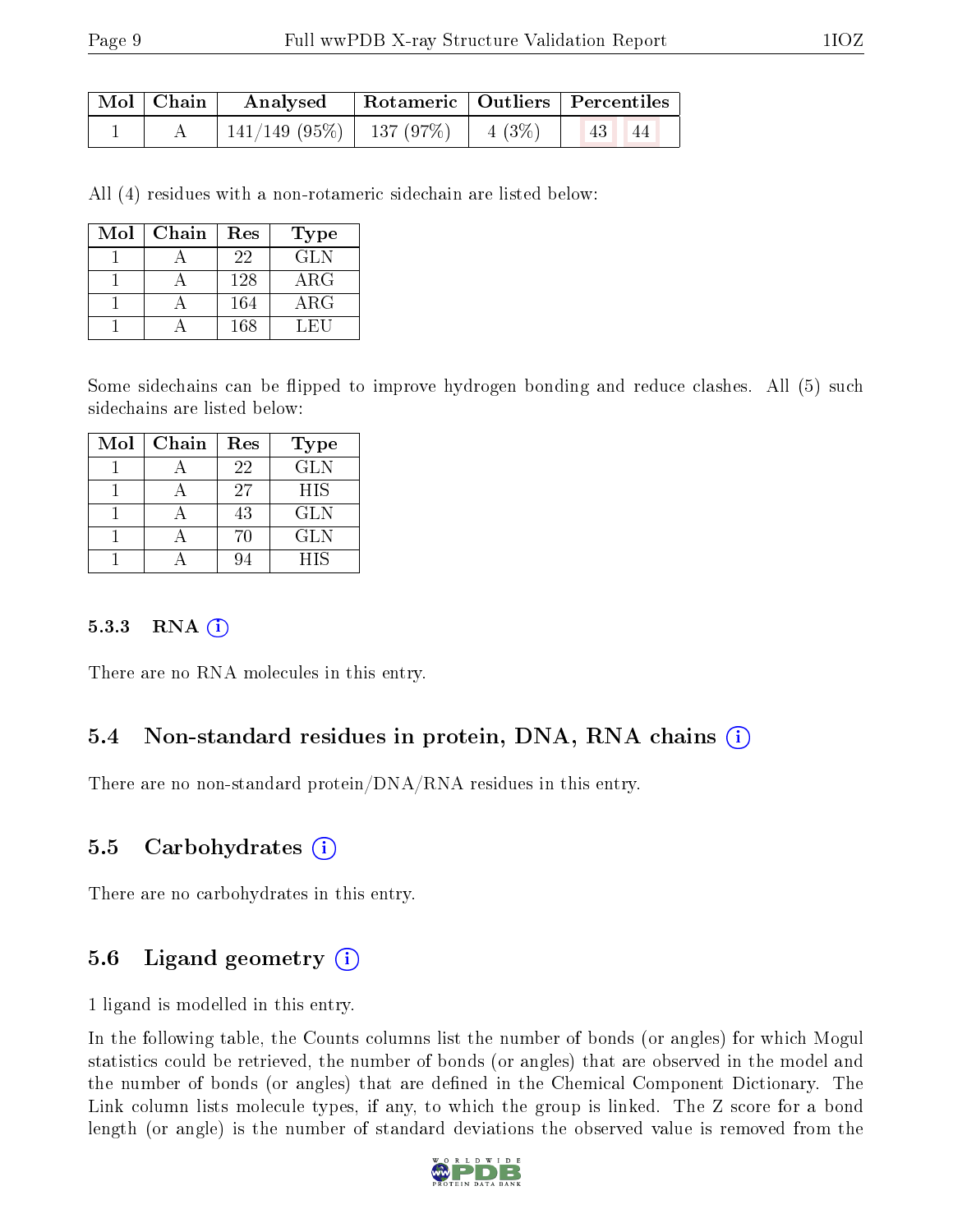| Mol | Chain | Analysed | Rotameric | Outliers | Percentiles | |
|---|---|---|---|---|---|---|
| 1 | A | 141/149 (95%) | 137 (97%) | 4 (3%) | 43 | 44 |

All (4) residues with a non-rotameric sidechain are listed below:

| Mol | Chain | Res | Type |
|---|---|---|---|
| 1 | A | 22 | GLN |
| 1 | A | 128 | ARG |
| 1 | A | 164 | ARG |
| 1 | A | 168 | LEU |

Some sidechains can be flipped to improve hydrogen bonding and reduce clashes. All (5) such sidechains are listed below:

| Mol | Chain | Res | Type |
|---|---|---|---|
| 1 | A | 22 | GLN |
| 1 | A | 27 | HIS |
| 1 | A | 43 | GLN |
| 1 | A | 70 | GLN |
| 1 | A | 94 | HIS |

#### 5.3.3 RNA (i)

There are no RNA molecules in this entry.

### 5.4 Non-standard residues in protein, DNA, RNA chains (i)

There are no non-standard protein/DNA/RNA residues in this entry.

### 5.5 Carbohydrates (i)

There are no carbohydrates in this entry.

### 5.6 Ligand geometry (i)

1 ligand is modelled in this entry.

In the following table, the Counts columns list the number of bonds (or angles) for which Mogul statistics could be retrieved, the number of bonds (or angles) that are observed in the model and the number of bonds (or angles) that are defined in the Chemical Component Dictionary. The Link column lists molecule types, if any, to which the group is linked. The Z score for a bond length (or angle) is the number of standard deviations the observed value is removed from the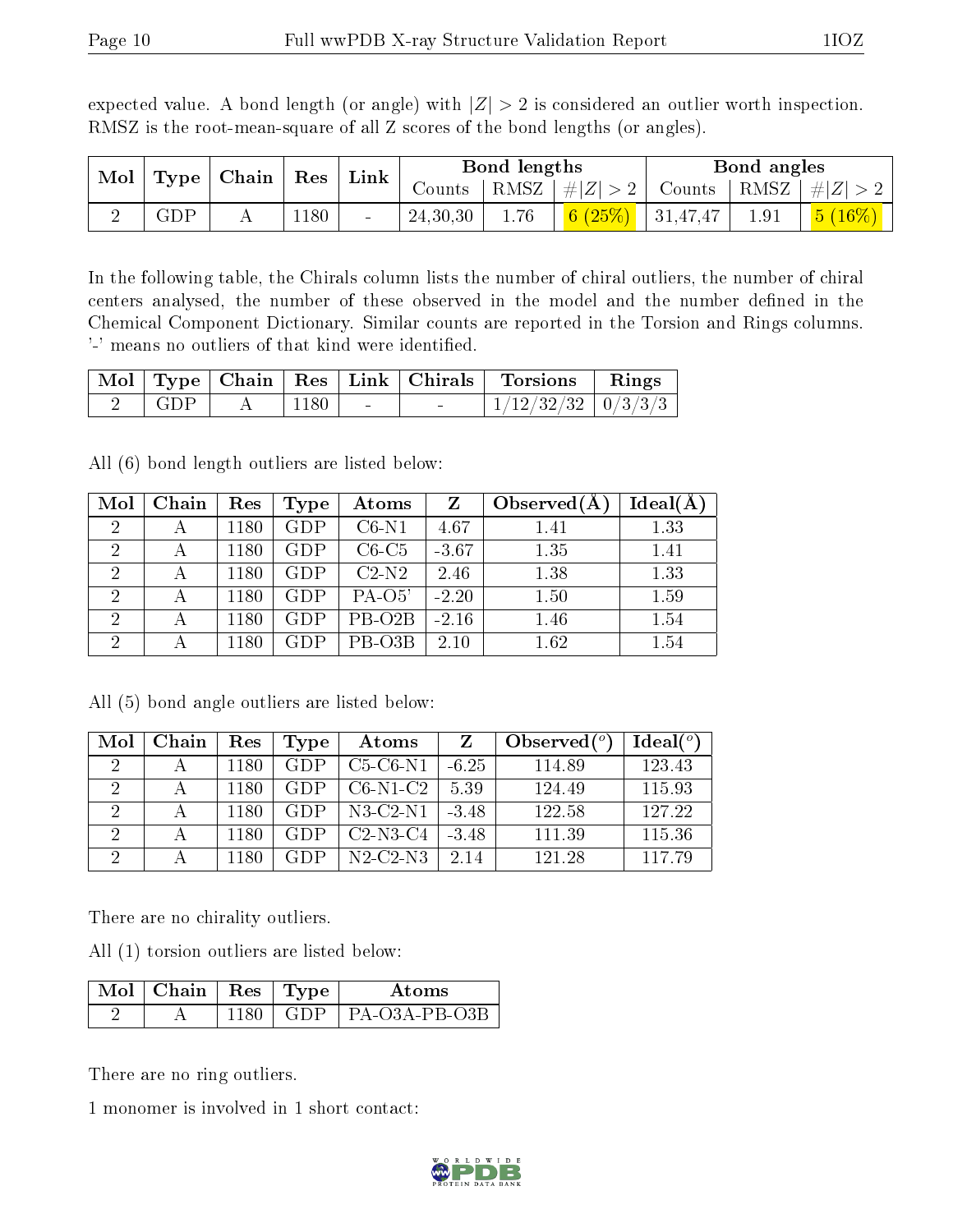expected value. A bond length (or angle) with $|Z| > 2$ is considered an outlier worth inspection. RMSZ is the root-mean-square of all Z scores of the bond lengths (or angles).

| Mol | Type | Chain | Res | Link | Bond lengths | | | Bond angles | | |
|---|---|---|---|---|---|---|---|---|---|---|
| | | | | | Counts | RMSZ | $\#\|Z\| > 2$ | Counts | RMSZ | $\#\|Z\| > 2$ |
| 2 | GDP | A | 1180 | - | 24,30,30 | 1.76 | 6 (25%) | 31,47,47 | 1.91 | 5 (16%) |

In the following table, the Chirals column lists the number of chiral outliers, the number of chiral centers analysed, the number of these observed in the model and the number defined in the Chemical Component Dictionary. Similar counts are reported in the Torsion and Rings columns. '-' means no outliers of that kind were identified.

| Mol | Type | Chain | Res | Link | Chirals | Torsions | Rings |
|---|---|---|---|---|---|---|---|
| 2 | GDP | A | 1180 | - | - | 1/12/32/32 | 0/3/3/3 |

All (6) bond length outliers are listed below:

| Mol | Chain | Res | Type | Atoms | Z | Observed(Å) | Ideal(Å) |
|---|---|---|---|---|---|---|---|
| 2 | A | 1180 | GDP | C6-N1 | 4.67 | 1.41 | 1.33 |
| 2 | A | 1180 | GDP | C6-C5 | -3.67 | 1.35 | 1.41 |
| 2 | A | 1180 | GDP | C2-N2 | 2.46 | 1.38 | 1.33 |
| 2 | A | 1180 | GDP | PA-O5' | -2.20 | 1.50 | 1.59 |
| 2 | A | 1180 | GDP | PB-O2B | -2.16 | 1.46 | 1.54 |
| 2 | A | 1180 | GDP | PB-O3B | 2.10 | 1.62 | 1.54 |

All (5) bond angle outliers are listed below:

| Mol | Chain | Res | Type | Atoms | Z | Observed($^o$) | Ideal($^o$) |
|---|---|---|---|---|---|---|---|
| 2 | A | 1180 | GDP | C5-C6-N1 | -6.25 | 114.89 | 123.43 |
| 2 | A | 1180 | GDP | C6-N1-C2 | 5.39 | 124.49 | 115.93 |
| 2 | A | 1180 | GDP | N3-C2-N1 | -3.48 | 122.58 | 127.22 |
| 2 | A | 1180 | GDP | C2-N3-C4 | -3.48 | 111.39 | 115.36 |
| 2 | A | 1180 | GDP | N2-C2-N3 | 2.14 | 121.28 | 117.79 |

There are no chirality outliers.

All (1) torsion outliers are listed below:

| Mol | Chain | Res | Type | Atoms |
|---|---|---|---|---|
| 2 | A | 1180 | GDP | PA-O3A-PB-O3B |

There are no ring outliers.

1 monomer is involved in 1 short contact: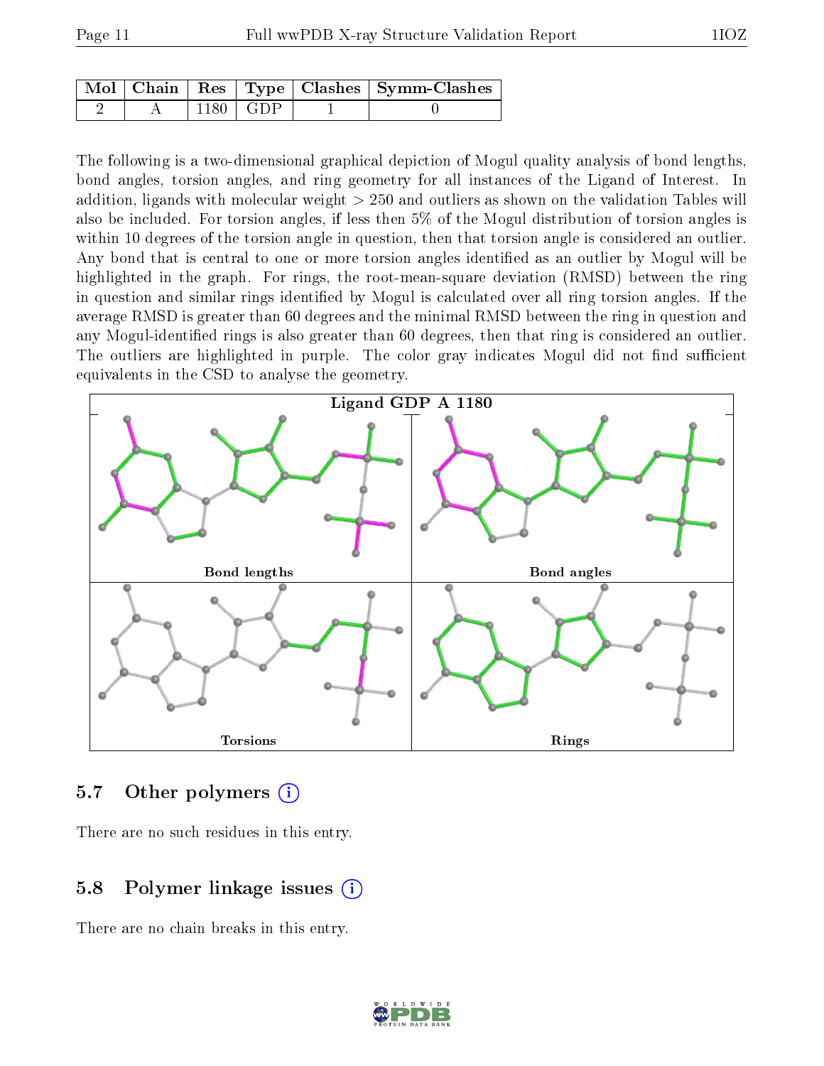| Mol | Chain | Res | Type | Clashes | Symm-Clashes |
|---|---|---|---|---|---|
| 2 | A | 1180 | GDP | 1 | 0 |

The following is a two-dimensional graphical depiction of Mogul quality analysis of bond lengths, bond angles, torsion angles, and ring geometry for all instances of the Ligand of Interest. In addition, ligands with molecular weight > 250 and outliers as shown on the validation Tables will also be included. For torsion angles, if less then 5% of the Mogul distribution of torsion angles is within 10 degrees of the torsion angle in question, then that torsion angle is considered an outlier. Any bond that is central to one or more torsion angles identified as an outlier by Mogul will be highlighted in the graph. For rings, the root-mean-square deviation (RMSD) between the ring in question and similar rings identified by Mogul is calculated over all ring torsion angles. If the average RMSD is greater than 60 degrees and the minimal RMSD between the ring in question and any Mogul-identified rings is also greater than 60 degrees, then that ring is considered an outlier. The outliers are highlighted in purple. The color gray indicates Mogul did not find sufficient equivalents in the CSD to analyse the geometry.

Ligand GDP A 1180

Bond lengths | Bond angles | Torsions | Rings

## 5.7 Other polymers

There are no such residues in this entry.

## 5.8 Polymer linkage issues

There are no chain breaks in this entry.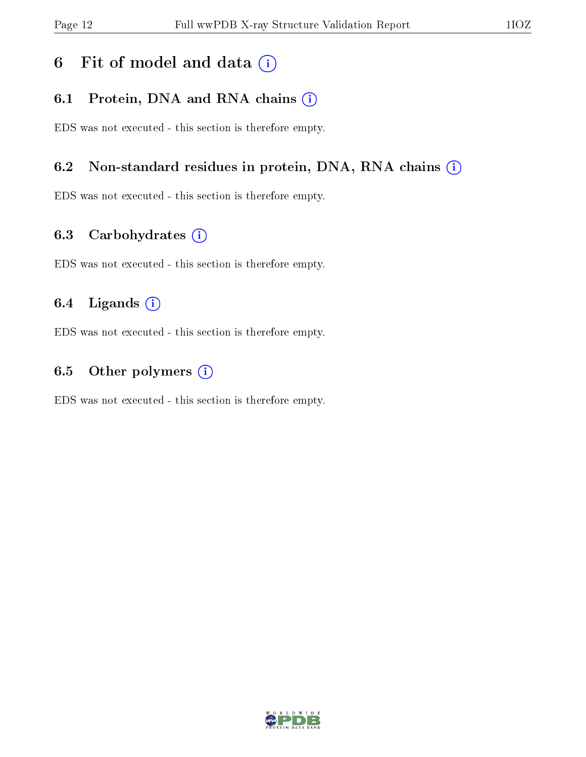# 6 Fit of model and data

## 6.1 Protein, DNA and RNA chains

EDS was not executed - this section is therefore empty.

## 6.2 Non-standard residues in protein, DNA, RNA chains

EDS was not executed - this section is therefore empty.

## 6.3 Carbohydrates

EDS was not executed - this section is therefore empty.

## 6.4 Ligands

EDS was not executed - this section is therefore empty.

## 6.5 Other polymers

EDS was not executed - this section is therefore empty.